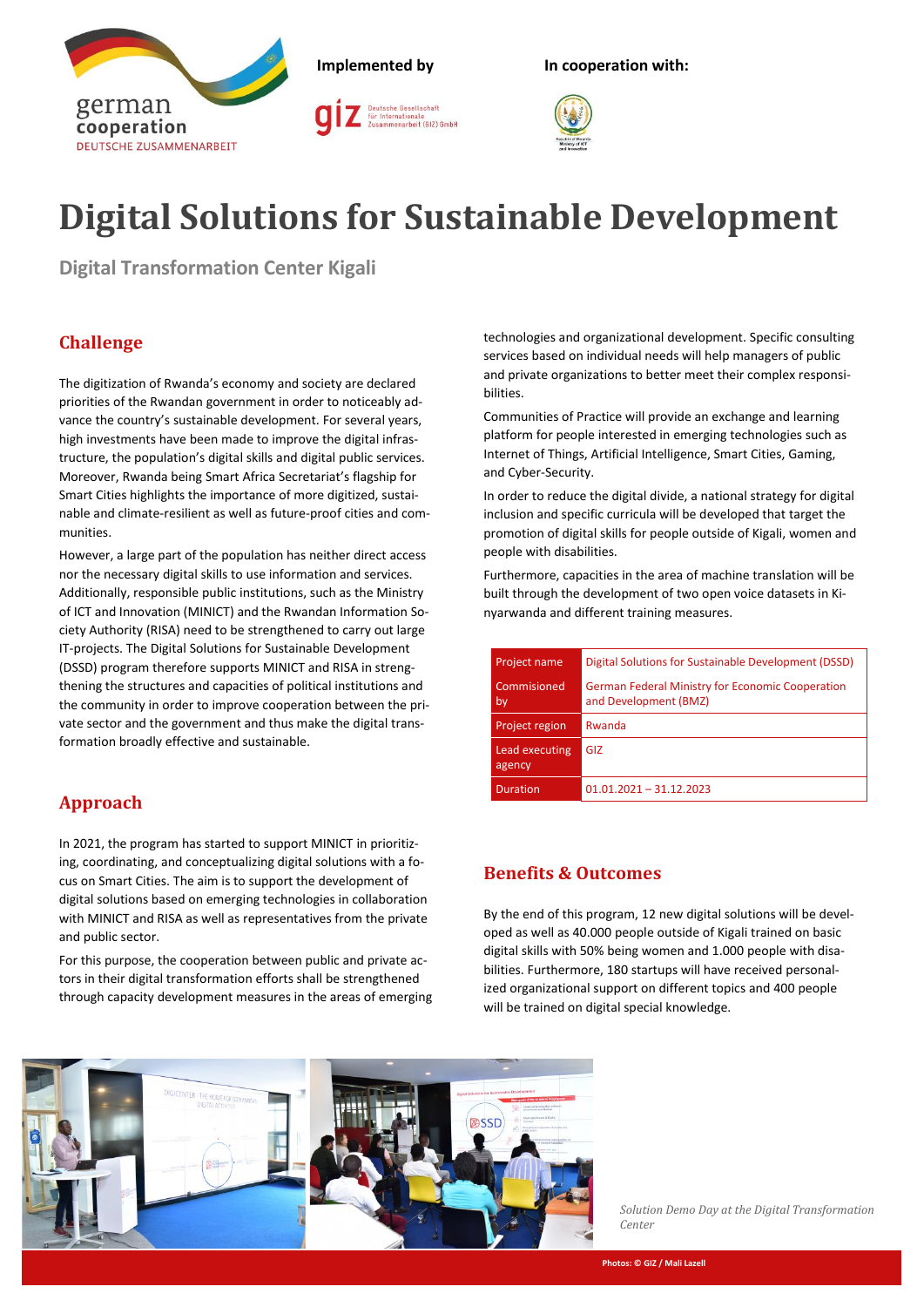german cooperation
DEUTSCHE ZUSAMMENARBEIT

**Implemented by**

giz Deutsche Gesellschaft für Internationale Zusammenarbeit (GIZ) GmbH

**In cooperation with:**

Republic of Rwanda Ministry of ICT and Innovation

# Digital Solutions for Sustainable Development

## Digital Transformation Center Kigali

### Challenge

The digitization of Rwanda's economy and society are declared priorities of the Rwandan government in order to noticeably advance the country's sustainable development. For several years, high investments have been made to improve the digital infrastructure, the population's digital skills and digital public services. Moreover, Rwanda being Smart Africa Secretariat's flagship for Smart Cities highlights the importance of more digitized, sustainable and climate-resilient as well as future-proof cities and communities.

However, a large part of the population has neither direct access nor the necessary digital skills to use information and services. Additionally, responsible public institutions, such as the Ministry of ICT and Innovation (MINICT) and the Rwandan Information Society Authority (RISA) need to be strengthened to carry out large IT-projects. The Digital Solutions for Sustainable Development (DSSD) program therefore supports MINICT and RISA in strengthening the structures and capacities of political institutions and the community in order to improve cooperation between the private sector and the government and thus make the digital transformation broadly effective and sustainable.

### Approach

In 2021, the program has started to support MINICT in prioritizing, coordinating, and conceptualizing digital solutions with a focus on Smart Cities. The aim is to support the development of digital solutions based on emerging technologies in collaboration with MINICT and RISA as well as representatives from the private and public sector.

For this purpose, the cooperation between public and private actors in their digital transformation efforts shall be strengthened through capacity development measures in the areas of emerging technologies and organizational development. Specific consulting services based on individual needs will help managers of public and private organizations to better meet their complex responsibilities.

Communities of Practice will provide an exchange and learning platform for people interested in emerging technologies such as Internet of Things, Artificial Intelligence, Smart Cities, Gaming, and Cyber-Security.

In order to reduce the digital divide, a national strategy for digital inclusion and specific curricula will be developed that target the promotion of digital skills for people outside of Kigali, women and people with disabilities.

Furthermore, capacities in the area of machine translation will be built through the development of two open voice datasets in Kinyarwanda and different training measures.

| | |
|---|---|
| Project name | Digital Solutions for Sustainable Development (DSSD) |
| Commissioned by | German Federal Ministry for Economic Cooperation and Development (BMZ) |
| Project region | Rwanda |
| Lead executing agency | GIZ |
| Duration | 01.01.2021 – 31.12.2023 |

### Benefits & Outcomes

By the end of this program, 12 new digital solutions will be developed as well as 40.000 people outside of Kigali trained on basic digital skills with 50% being women and 1.000 people with disabilities. Furthermore, 180 startups will have received personalized organizational support on different topics and 400 people will be trained on digital special knowledge.

*Solution Demo Day at the Digital Transformation Center*

Photos: © GIZ / Mali Lazell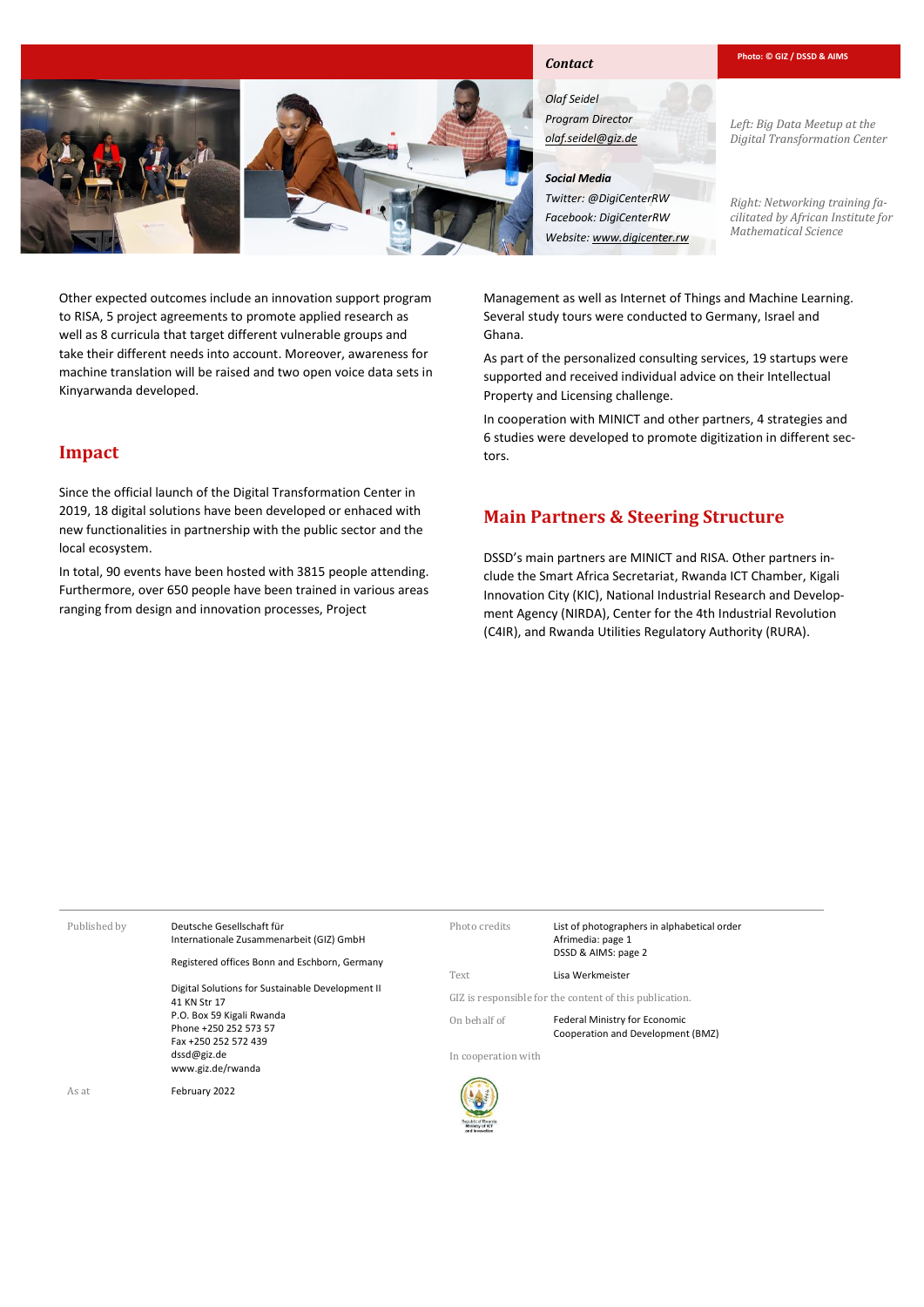Photo: © GIZ / DSSD & AIMS

*Left: Big Data Meetup at the Digital Transformation Center*

*Right: Networking training facilitated by African Institute for Mathematical Science*

***Contact***

*Olaf Seidel*
*Program Director*
*olaf.seidel@giz.de*

***Social Media***
*Twitter: @DigiCenterRW*
*Facebook: DigiCenterRW*
*Website: www.digicenter.rw*

Other expected outcomes include an innovation support program to RISA, 5 project agreements to promote applied research as well as 8 curricula that target different vulnerable groups and take their different needs into account. Moreover, awareness for machine translation will be raised and two open voice data sets in Kinyarwanda developed.

## Impact

Since the official launch of the Digital Transformation Center in 2019, 18 digital solutions have been developed or enhanced with new functionalities in partnership with the public sector and the local ecosystem.

In total, 90 events have been hosted with 3815 people attending. Furthermore, over 650 people have been trained in various areas ranging from design and innovation processes, Project Management as well as Internet of Things and Machine Learning. Several study tours were conducted to Germany, Israel and Ghana.

As part of the personalized consulting services, 19 startups were supported and received individual advice on their Intellectual Property and Licensing challenge.

In cooperation with MINICT and other partners, 4 strategies and 6 studies were developed to promote digitization in different sectors.

## Main Partners & Steering Structure

DSSD's main partners are MINICT and RISA. Other partners include the Smart Africa Secretariat, Rwanda ICT Chamber, Kigali Innovation City (KIC), National Industrial Research and Development Agency (NIRDA), Center for the 4th Industrial Revolution (C4IR), and Rwanda Utilities Regulatory Authority (RURA).

| | |
|---|---|
| Published by | Deutsche Gesellschaft für Internationale Zusammenarbeit (GIZ) GmbH<br><br>Registered offices Bonn and Eschborn, Germany<br><br>Digital Solutions for Sustainable Development II<br>41 KN Str 17<br>P.O. Box 59 Kigali Rwanda<br>Phone +250 252 573 57<br>Fax +250 252 572 439<br>dssd@giz.de<br>www.giz.de/rwanda |
| As at | February 2022 |
| Photo credits | List of photographers in alphabetical order<br>Afrimedia: page 1<br>DSSD & AIMS: page 2 |
| Text | Lisa Werkmeister |

GIZ is responsible for the content of this publication.

| | |
|---|---|
| On behalf of | Federal Ministry for Economic Cooperation and Development (BMZ) |
| In cooperation with | |

Republic of Rwanda
Ministry of ICT and Innovation